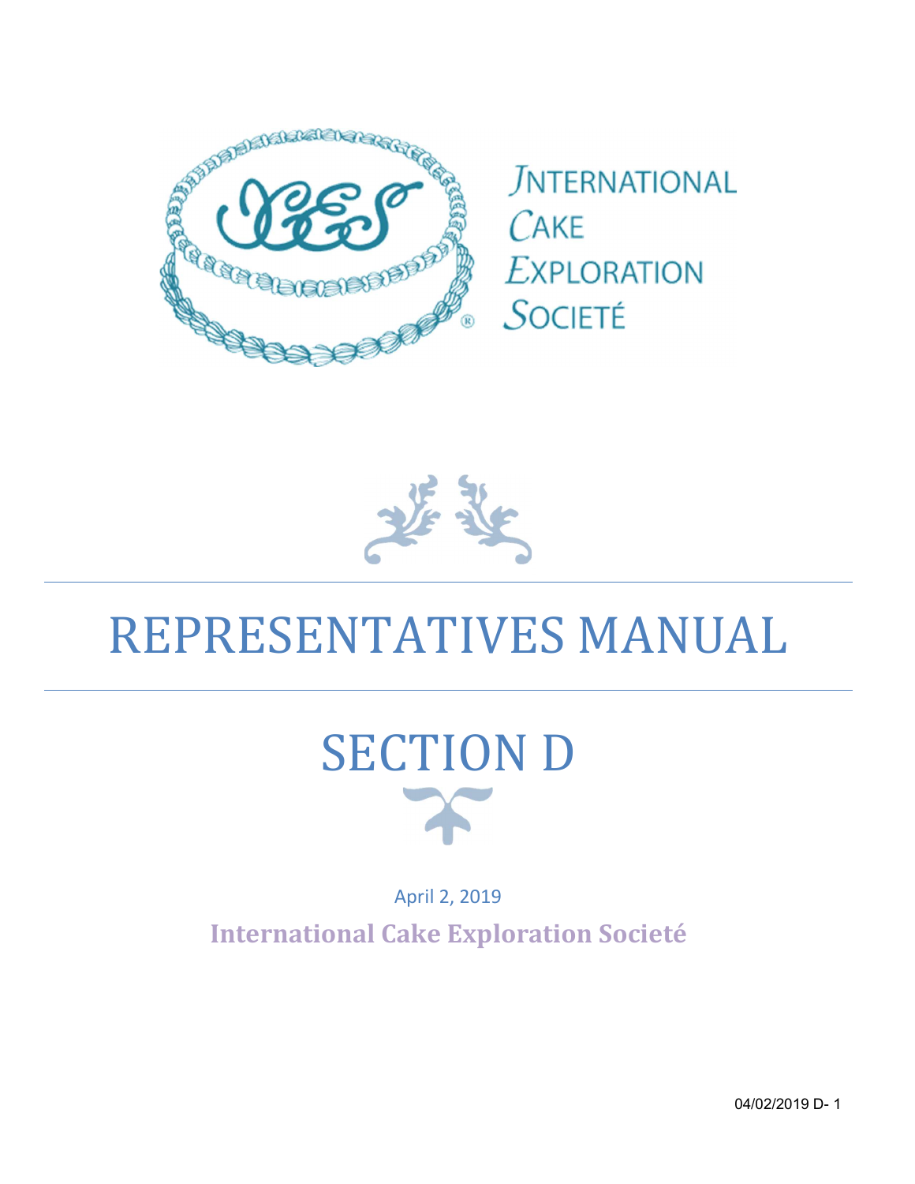INTERNATIONAL
CAKE
EXPLORATION
SOCIETÉ

# REPRESENTATIVES MANUAL

# SECTION D

April 2, 2019

**International Cake Exploration Societé**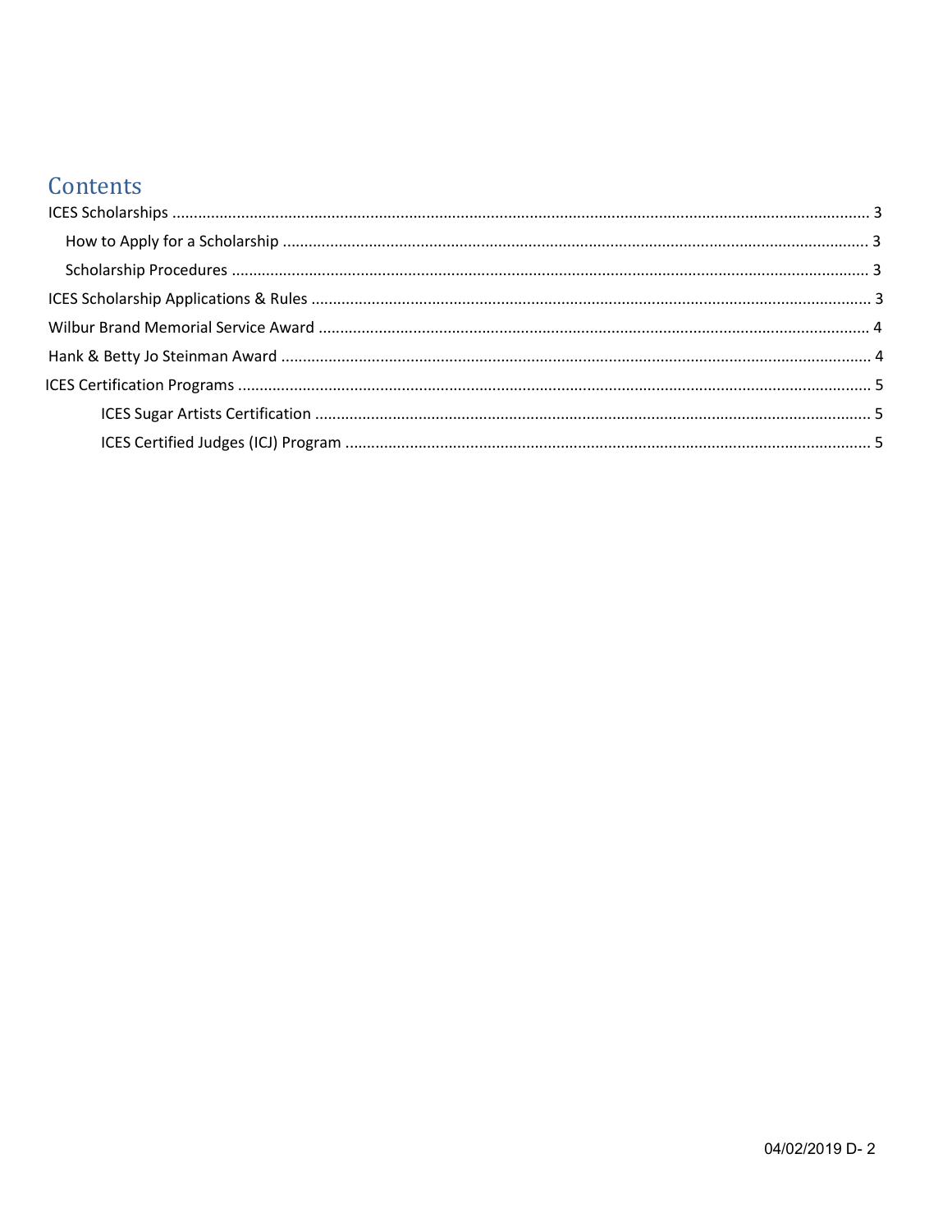# Contents

- ICES Scholarships .......... 3
  - How to Apply for a Scholarship .......... 3
  - Scholarship Procedures .......... 3
- ICES Scholarship Applications & Rules .......... 3
- Wilbur Brand Memorial Service Award .......... 4
- Hank & Betty Jo Steinman Award .......... 4
- ICES Certification Programs .......... 5
  - ICES Sugar Artists Certification .......... 5
  - ICES Certified Judges (ICJ) Program .......... 5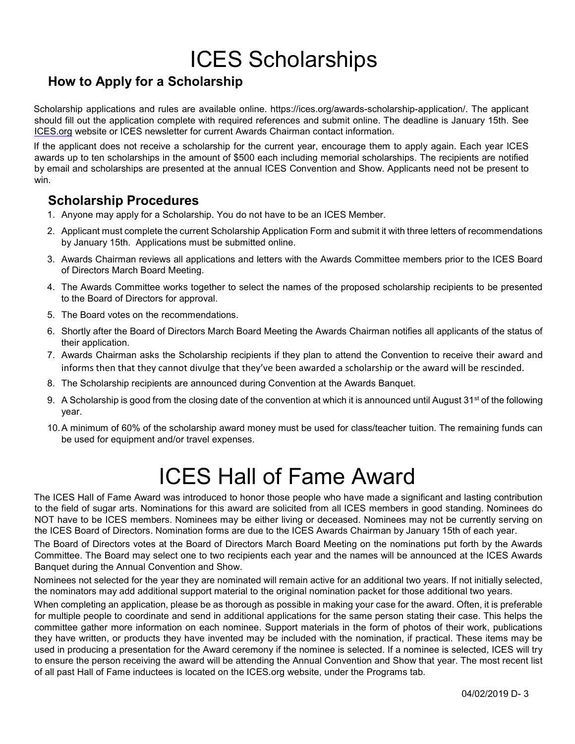# ICES Scholarships

## How to Apply for a Scholarship

Scholarship applications and rules are available online. https://ices.org/awards-scholarship-application/. The applicant should fill out the application complete with required references and submit online. The deadline is January 15th. See ICES.org website or ICES newsletter for current Awards Chairman contact information.

If the applicant does not receive a scholarship for the current year, encourage them to apply again. Each year ICES awards up to ten scholarships in the amount of $500 each including memorial scholarships. The recipients are notified by email and scholarships are presented at the annual ICES Convention and Show. Applicants need not be present to win.

## Scholarship Procedures

1. Anyone may apply for a Scholarship. You do not have to be an ICES Member.
2. Applicant must complete the current Scholarship Application Form and submit it with three letters of recommendations by January 15th. Applications must be submitted online.
3. Awards Chairman reviews all applications and letters with the Awards Committee members prior to the ICES Board of Directors March Board Meeting.
4. The Awards Committee works together to select the names of the proposed scholarship recipients to be presented to the Board of Directors for approval.
5. The Board votes on the recommendations.
6. Shortly after the Board of Directors March Board Meeting the Awards Chairman notifies all applicants of the status of their application.
7. Awards Chairman asks the Scholarship recipients if they plan to attend the Convention to receive their award and informs then that they cannot divulge that they've been awarded a scholarship or the award will be rescinded.
8. The Scholarship recipients are announced during Convention at the Awards Banquet.
9. A Scholarship is good from the closing date of the convention at which it is announced until August 31st of the following year.
10. A minimum of 60% of the scholarship award money must be used for class/teacher tuition. The remaining funds can be used for equipment and/or travel expenses.

# ICES Hall of Fame Award

The ICES Hall of Fame Award was introduced to honor those people who have made a significant and lasting contribution to the field of sugar arts. Nominations for this award are solicited from all ICES members in good standing. Nominees do NOT have to be ICES members. Nominees may be either living or deceased. Nominees may not be currently serving on the ICES Board of Directors. Nomination forms are due to the ICES Awards Chairman by January 15th of each year.

The Board of Directors votes at the Board of Directors March Board Meeting on the nominations put forth by the Awards Committee. The Board may select one to two recipients each year and the names will be announced at the ICES Awards Banquet during the Annual Convention and Show.

Nominees not selected for the year they are nominated will remain active for an additional two years. If not initially selected, the nominators may add additional support material to the original nomination packet for those additional two years.

When completing an application, please be as thorough as possible in making your case for the award. Often, it is preferable for multiple people to coordinate and send in additional applications for the same person stating their case. This helps the committee gather more information on each nominee. Support materials in the form of photos of their work, publications they have written, or products they have invented may be included with the nomination, if practical. These items may be used in producing a presentation for the Award ceremony if the nominee is selected. If a nominee is selected, ICES will try to ensure the person receiving the award will be attending the Annual Convention and Show that year. The most recent list of all past Hall of Fame inductees is located on the ICES.org website, under the Programs tab.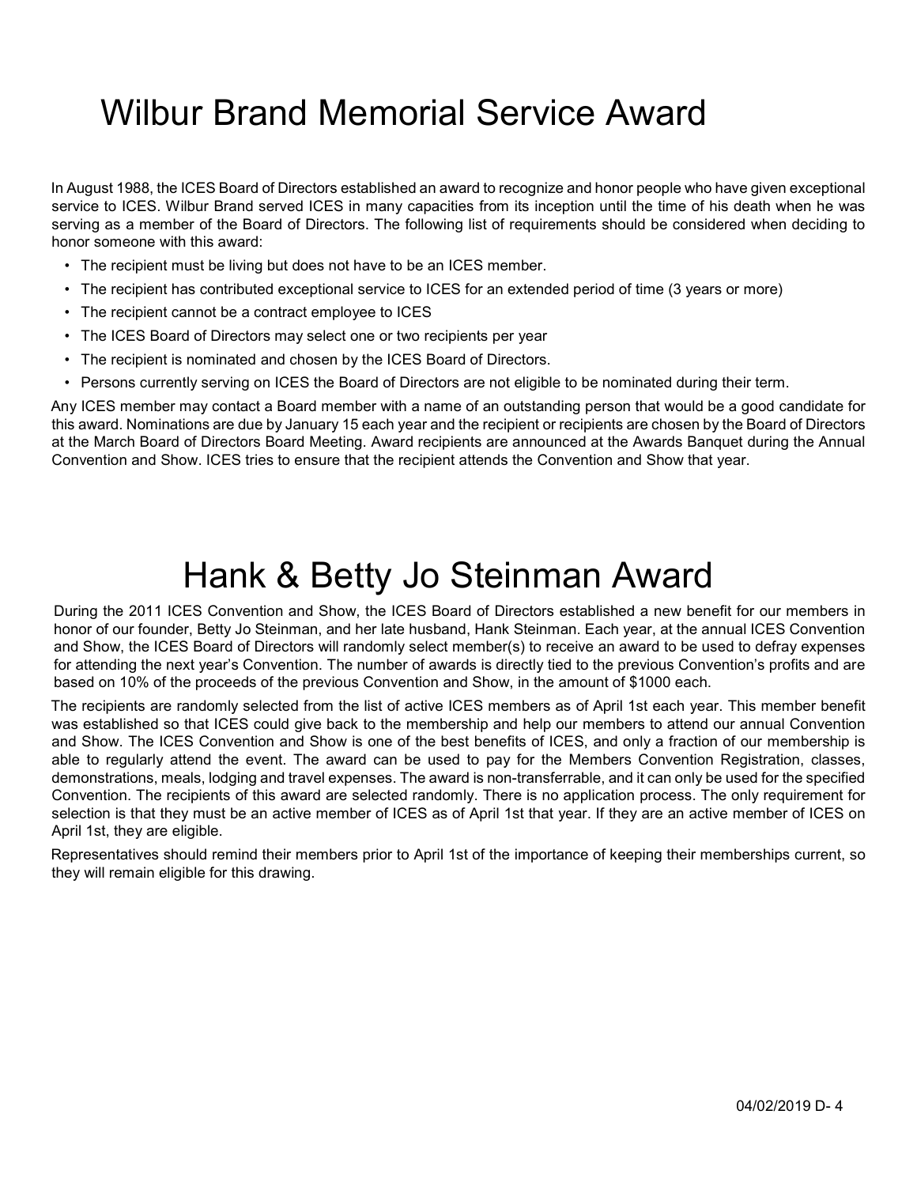# Wilbur Brand Memorial Service Award

In August 1988, the ICES Board of Directors established an award to recognize and honor people who have given exceptional service to ICES. Wilbur Brand served ICES in many capacities from its inception until the time of his death when he was serving as a member of the Board of Directors. The following list of requirements should be considered when deciding to honor someone with this award:

- The recipient must be living but does not have to be an ICES member.
- The recipient has contributed exceptional service to ICES for an extended period of time (3 years or more)
- The recipient cannot be a contract employee to ICES
- The ICES Board of Directors may select one or two recipients per year
- The recipient is nominated and chosen by the ICES Board of Directors.
- Persons currently serving on ICES the Board of Directors are not eligible to be nominated during their term.

Any ICES member may contact a Board member with a name of an outstanding person that would be a good candidate for this award. Nominations are due by January 15 each year and the recipient or recipients are chosen by the Board of Directors at the March Board of Directors Board Meeting. Award recipients are announced at the Awards Banquet during the Annual Convention and Show. ICES tries to ensure that the recipient attends the Convention and Show that year.

# Hank & Betty Jo Steinman Award

During the 2011 ICES Convention and Show, the ICES Board of Directors established a new benefit for our members in honor of our founder, Betty Jo Steinman, and her late husband, Hank Steinman. Each year, at the annual ICES Convention and Show, the ICES Board of Directors will randomly select member(s) to receive an award to be used to defray expenses for attending the next year's Convention. The number of awards is directly tied to the previous Convention's profits and are based on 10% of the proceeds of the previous Convention and Show, in the amount of $1000 each.

The recipients are randomly selected from the list of active ICES members as of April 1st each year. This member benefit was established so that ICES could give back to the membership and help our members to attend our annual Convention and Show. The ICES Convention and Show is one of the best benefits of ICES, and only a fraction of our membership is able to regularly attend the event. The award can be used to pay for the Members Convention Registration, classes, demonstrations, meals, lodging and travel expenses. The award is non-transferrable, and it can only be used for the specified Convention. The recipients of this award are selected randomly. There is no application process. The only requirement for selection is that they must be an active member of ICES as of April 1st that year. If they are an active member of ICES on April 1st, they are eligible.

Representatives should remind their members prior to April 1st of the importance of keeping their memberships current, so they will remain eligible for this drawing.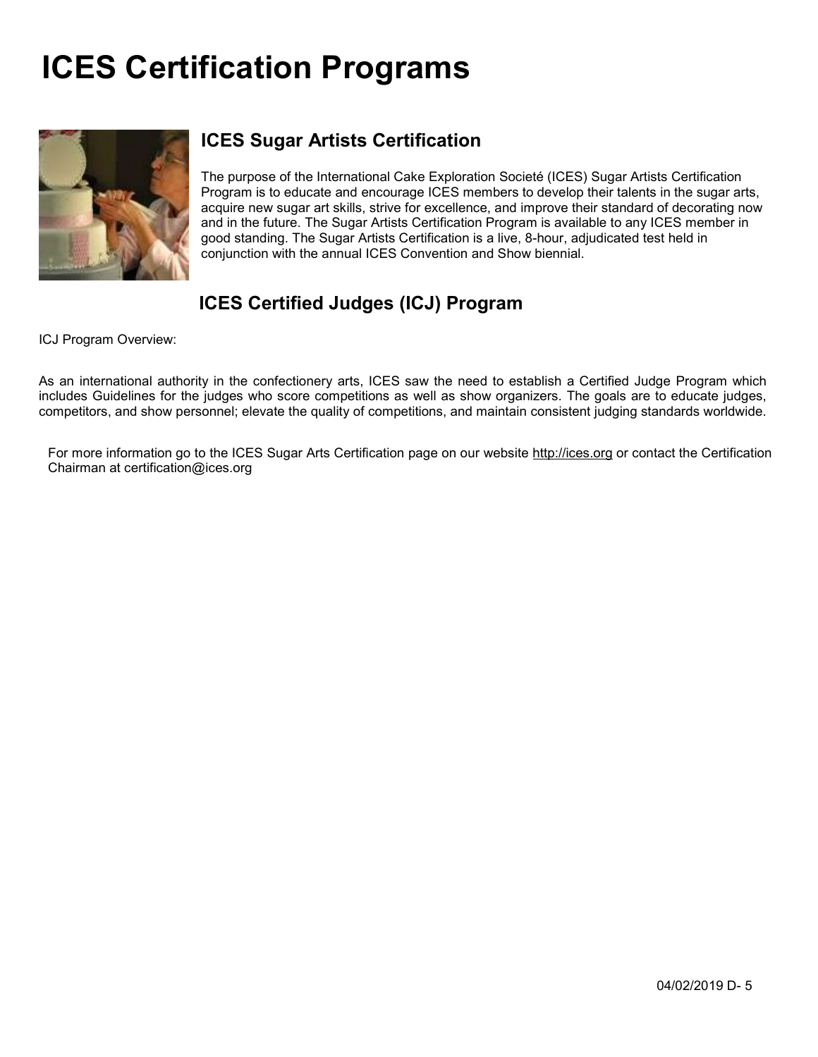# ICES Certification Programs

## ICES Sugar Artists Certification

The purpose of the International Cake Exploration Societé (ICES) Sugar Artists Certification Program is to educate and encourage ICES members to develop their talents in the sugar arts, acquire new sugar art skills, strive for excellence, and improve their standard of decorating now and in the future. The Sugar Artists Certification Program is available to any ICES member in good standing. The Sugar Artists Certification is a live, 8-hour, adjudicated test held in conjunction with the annual ICES Convention and Show biennial.

## ICES Certified Judges (ICJ) Program

ICJ Program Overview:

As an international authority in the confectionery arts, ICES saw the need to establish a Certified Judge Program which includes Guidelines for the judges who score competitions as well as show organizers. The goals are to educate judges, competitors, and show personnel; elevate the quality of competitions, and maintain consistent judging standards worldwide.

For more information go to the ICES Sugar Arts Certification page on our website http://ices.org or contact the Certification Chairman at certification@ices.org